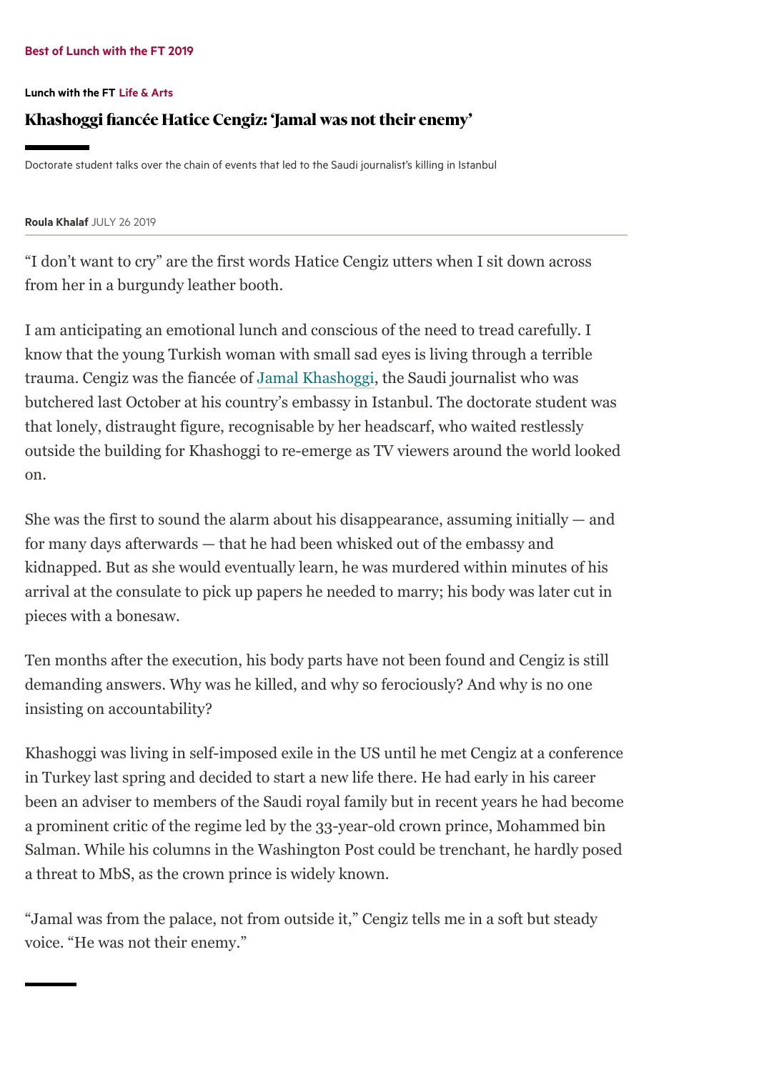**Best of Lunch with the FT 2019**

**Lunch with the FT** Life & Arts

# Khashoggi fiancée Hatice Cengiz: 'Jamal was not their enemy'

Doctorate student talks over the chain of events that led to the Saudi journalist's killing in Istanbul

**Roula Khalaf** JULY 26 2019

"I don't want to cry" are the first words Hatice Cengiz utters when I sit down across from her in a burgundy leather booth.

I am anticipating an emotional lunch and conscious of the need to tread carefully. I know that the young Turkish woman with small sad eyes is living through a terrible trauma. Cengiz was the fiancée of Jamal Khashoggi, the Saudi journalist who was butchered last October at his country's embassy in Istanbul. The doctorate student was that lonely, distraught figure, recognisable by her headscarf, who waited restlessly outside the building for Khashoggi to re-emerge as TV viewers around the world looked on.

She was the first to sound the alarm about his disappearance, assuming initially — and for many days afterwards — that he had been whisked out of the embassy and kidnapped. But as she would eventually learn, he was murdered within minutes of his arrival at the consulate to pick up papers he needed to marry; his body was later cut in pieces with a bonesaw.

Ten months after the execution, his body parts have not been found and Cengiz is still demanding answers. Why was he killed, and why so ferociously? And why is no one insisting on accountability?

Khashoggi was living in self-imposed exile in the US until he met Cengiz at a conference in Turkey last spring and decided to start a new life there. He had early in his career been an adviser to members of the Saudi royal family but in recent years he had become a prominent critic of the regime led by the 33-year-old crown prince, Mohammed bin Salman. While his columns in the Washington Post could be trenchant, he hardly posed a threat to MbS, as the crown prince is widely known.

"Jamal was from the palace, not from outside it," Cengiz tells me in a soft but steady voice. "He was not their enemy."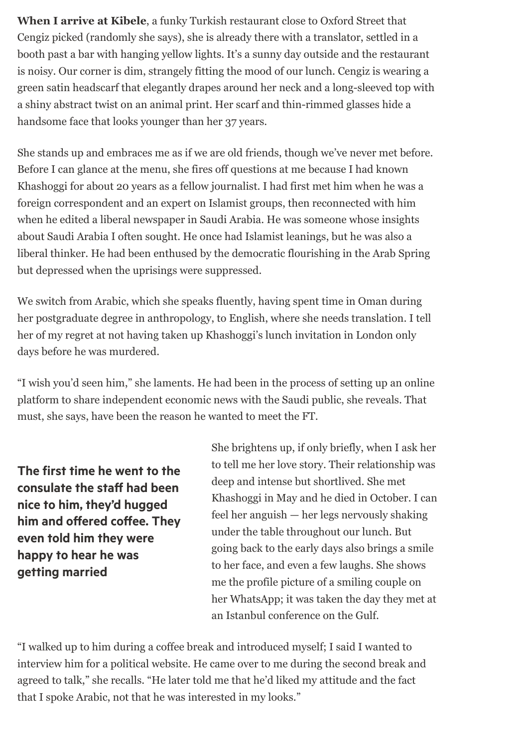**When I arrive at Kibele**, a funky Turkish restaurant close to Oxford Street that Cengiz picked (randomly she says), she is already there with a translator, settled in a booth past a bar with hanging yellow lights. It's a sunny day outside and the restaurant is noisy. Our corner is dim, strangely fitting the mood of our lunch. Cengiz is wearing a green satin headscarf that elegantly drapes around her neck and a long-sleeved top with a shiny abstract twist on an animal print. Her scarf and thin-rimmed glasses hide a handsome face that looks younger than her 37 years.

She stands up and embraces me as if we are old friends, though we've never met before. Before I can glance at the menu, she fires off questions at me because I had known Khashoggi for about 20 years as a fellow journalist. I had first met him when he was a foreign correspondent and an expert on Islamist groups, then reconnected with him when he edited a liberal newspaper in Saudi Arabia. He was someone whose insights about Saudi Arabia I often sought. He once had Islamist leanings, but he was also a liberal thinker. He had been enthused by the democratic flourishing in the Arab Spring but depressed when the uprisings were suppressed.

We switch from Arabic, which she speaks fluently, having spent time in Oman during her postgraduate degree in anthropology, to English, where she needs translation. I tell her of my regret at not having taken up Khashoggi's lunch invitation in London only days before he was murdered.

"I wish you'd seen him," she laments. He had been in the process of setting up an online platform to share independent economic news with the Saudi public, she reveals. That must, she says, have been the reason he wanted to meet the FT.

**The first time he went to the consulate the staff had been nice to him, they'd hugged him and offered coffee. They even told him they were happy to hear he was getting married**

She brightens up, if only briefly, when I ask her to tell me her love story. Their relationship was deep and intense but shortlived. She met Khashoggi in May and he died in October. I can feel her anguish — her legs nervously shaking under the table throughout our lunch. But going back to the early days also brings a smile to her face, and even a few laughs. She shows me the profile picture of a smiling couple on her WhatsApp; it was taken the day they met at an Istanbul conference on the Gulf.

"I walked up to him during a coffee break and introduced myself; I said I wanted to interview him for a political website. He came over to me during the second break and agreed to talk," she recalls. "He later told me that he'd liked my attitude and the fact that I spoke Arabic, not that he was interested in my looks."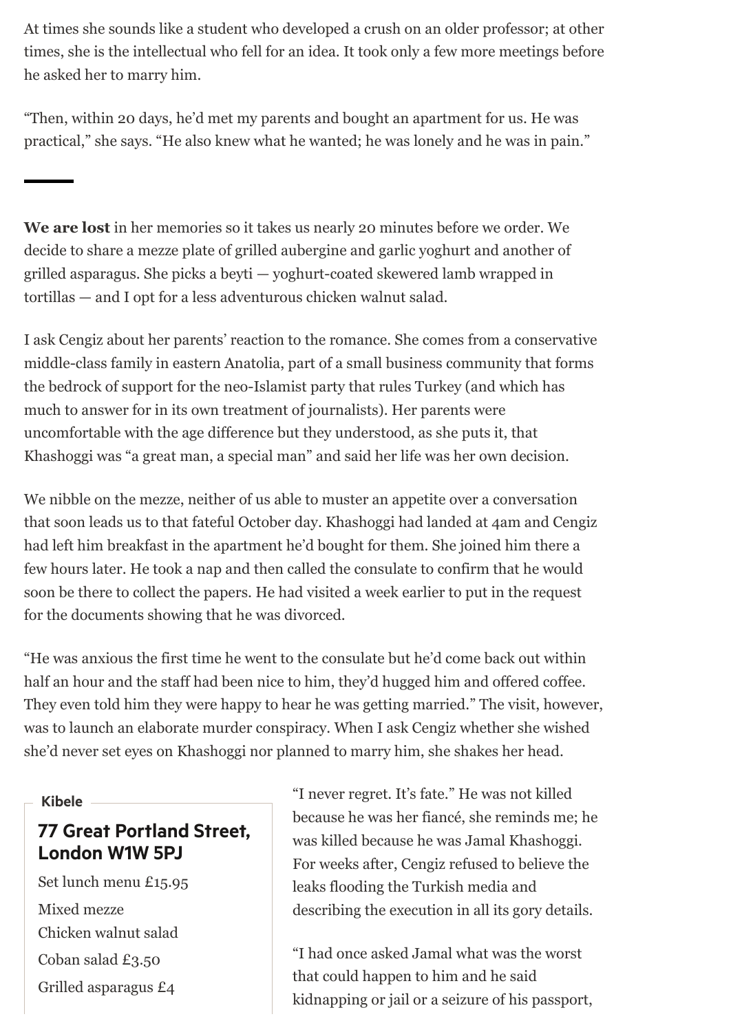At times she sounds like a student who developed a crush on an older professor; at other times, she is the intellectual who fell for an idea. It took only a few more meetings before he asked her to marry him.

"Then, within 20 days, he'd met my parents and bought an apartment for us. He was practical," she says. "He also knew what he wanted; he was lonely and he was in pain."

---

**We are lost** in her memories so it takes us nearly 20 minutes before we order. We decide to share a mezze plate of grilled aubergine and garlic yoghurt and another of grilled asparagus. She picks a beyti — yoghurt-coated skewered lamb wrapped in tortillas — and I opt for a less adventurous chicken walnut salad.

I ask Cengiz about her parents' reaction to the romance. She comes from a conservative middle-class family in eastern Anatolia, part of a small business community that forms the bedrock of support for the neo-Islamist party that rules Turkey (and which has much to answer for in its own treatment of journalists). Her parents were uncomfortable with the age difference but they understood, as she puts it, that Khashoggi was "a great man, a special man" and said her life was her own decision.

We nibble on the mezze, neither of us able to muster an appetite over a conversation that soon leads us to that fateful October day. Khashoggi had landed at 4am and Cengiz had left him breakfast in the apartment he'd bought for them. She joined him there a few hours later. He took a nap and then called the consulate to confirm that he would soon be there to collect the papers. He had visited a week earlier to put in the request for the documents showing that he was divorced.

"He was anxious the first time he went to the consulate but he'd come back out within half an hour and the staff had been nice to him, they'd hugged him and offered coffee. They even told him they were happy to hear he was getting married." The visit, however, was to launch an elaborate murder conspiracy. When I ask Cengiz whether she wished she'd never set eyes on Khashoggi nor planned to marry him, she shakes her head.

"I never regret. It's fate." He was not killed because he was her fiancé, she reminds me; he was killed because he was Jamal Khashoggi. For weeks after, Cengiz refused to believe the leaks flooding the Turkish media and describing the execution in all its gory details.

"I had once asked Jamal what was the worst that could happen to him and he said kidnapping or jail or a seizure of his passport,

**Kibele**

### 77 Great Portland Street, London W1W 5PJ

Set lunch menu £15.95

Mixed mezze

Chicken walnut salad

Coban salad £3.50

Grilled asparagus £4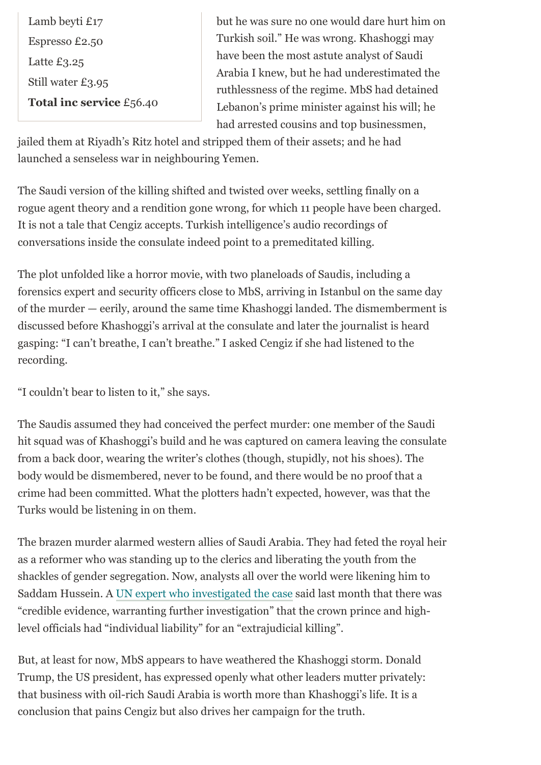Lamb beyti £17
Espresso £2.50
Latte £3.25
Still water £3.95
**Total inc service** £56.40

but he was sure no one would dare hurt him on Turkish soil." He was wrong. Khashoggi may have been the most astute analyst of Saudi Arabia I knew, but he had underestimated the ruthlessness of the regime. MbS had detained Lebanon's prime minister against his will; he had arrested cousins and top businessmen, jailed them at Riyadh's Ritz hotel and stripped them of their assets; and he had launched a senseless war in neighbouring Yemen.

The Saudi version of the killing shifted and twisted over weeks, settling finally on a rogue agent theory and a rendition gone wrong, for which 11 people have been charged. It is not a tale that Cengiz accepts. Turkish intelligence's audio recordings of conversations inside the consulate indeed point to a premeditated killing.

The plot unfolded like a horror movie, with two planeloads of Saudis, including a forensics expert and security officers close to MbS, arriving in Istanbul on the same day of the murder — eerily, around the same time Khashoggi landed. The dismemberment is discussed before Khashoggi's arrival at the consulate and later the journalist is heard gasping: "I can't breathe, I can't breathe." I asked Cengiz if she had listened to the recording.

"I couldn't bear to listen to it," she says.

The Saudis assumed they had conceived the perfect murder: one member of the Saudi hit squad was of Khashoggi's build and he was captured on camera leaving the consulate from a back door, wearing the writer's clothes (though, stupidly, not his shoes). The body would be dismembered, never to be found, and there would be no proof that a crime had been committed. What the plotters hadn't expected, however, was that the Turks would be listening in on them.

The brazen murder alarmed western allies of Saudi Arabia. They had feted the royal heir as a reformer who was standing up to the clerics and liberating the youth from the shackles of gender segregation. Now, analysts all over the world were likening him to Saddam Hussein. A UN expert who investigated the case said last month that there was "credible evidence, warranting further investigation" that the crown prince and high-level officials had "individual liability" for an "extrajudicial killing".

But, at least for now, MbS appears to have weathered the Khashoggi storm. Donald Trump, the US president, has expressed openly what other leaders mutter privately: that business with oil-rich Saudi Arabia is worth more than Khashoggi's life. It is a conclusion that pains Cengiz but also drives her campaign for the truth.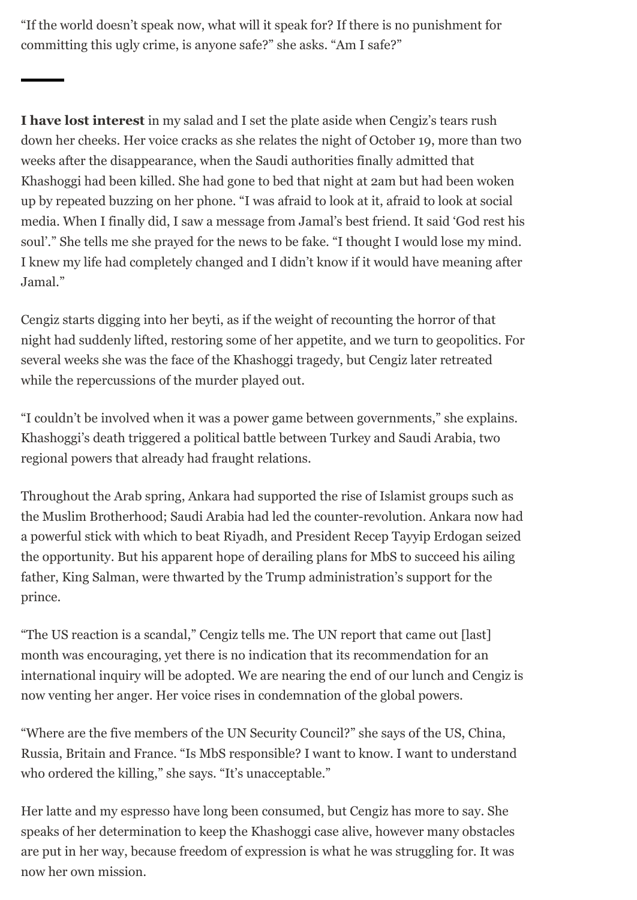"If the world doesn't speak now, what will it speak for? If there is no punishment for committing this ugly crime, is anyone safe?" she asks. "Am I safe?"

---

**I have lost interest** in my salad and I set the plate aside when Cengiz's tears rush down her cheeks. Her voice cracks as she relates the night of October 19, more than two weeks after the disappearance, when the Saudi authorities finally admitted that Khashoggi had been killed. She had gone to bed that night at 2am but had been woken up by repeated buzzing on her phone. "I was afraid to look at it, afraid to look at social media. When I finally did, I saw a message from Jamal's best friend. It said 'God rest his soul'." She tells me she prayed for the news to be fake. "I thought I would lose my mind. I knew my life had completely changed and I didn't know if it would have meaning after Jamal."

Cengiz starts digging into her beyti, as if the weight of recounting the horror of that night had suddenly lifted, restoring some of her appetite, and we turn to geopolitics. For several weeks she was the face of the Khashoggi tragedy, but Cengiz later retreated while the repercussions of the murder played out.

"I couldn't be involved when it was a power game between governments," she explains. Khashoggi's death triggered a political battle between Turkey and Saudi Arabia, two regional powers that already had fraught relations.

Throughout the Arab spring, Ankara had supported the rise of Islamist groups such as the Muslim Brotherhood; Saudi Arabia had led the counter-revolution. Ankara now had a powerful stick with which to beat Riyadh, and President Recep Tayyip Erdogan seized the opportunity. But his apparent hope of derailing plans for MbS to succeed his ailing father, King Salman, were thwarted by the Trump administration's support for the prince.

"The US reaction is a scandal," Cengiz tells me. The UN report that came out [last] month was encouraging, yet there is no indication that its recommendation for an international inquiry will be adopted. We are nearing the end of our lunch and Cengiz is now venting her anger. Her voice rises in condemnation of the global powers.

"Where are the five members of the UN Security Council?" she says of the US, China, Russia, Britain and France. "Is MbS responsible? I want to know. I want to understand who ordered the killing," she says. "It's unacceptable."

Her latte and my espresso have long been consumed, but Cengiz has more to say. She speaks of her determination to keep the Khashoggi case alive, however many obstacles are put in her way, because freedom of expression is what he was struggling for. It was now her own mission.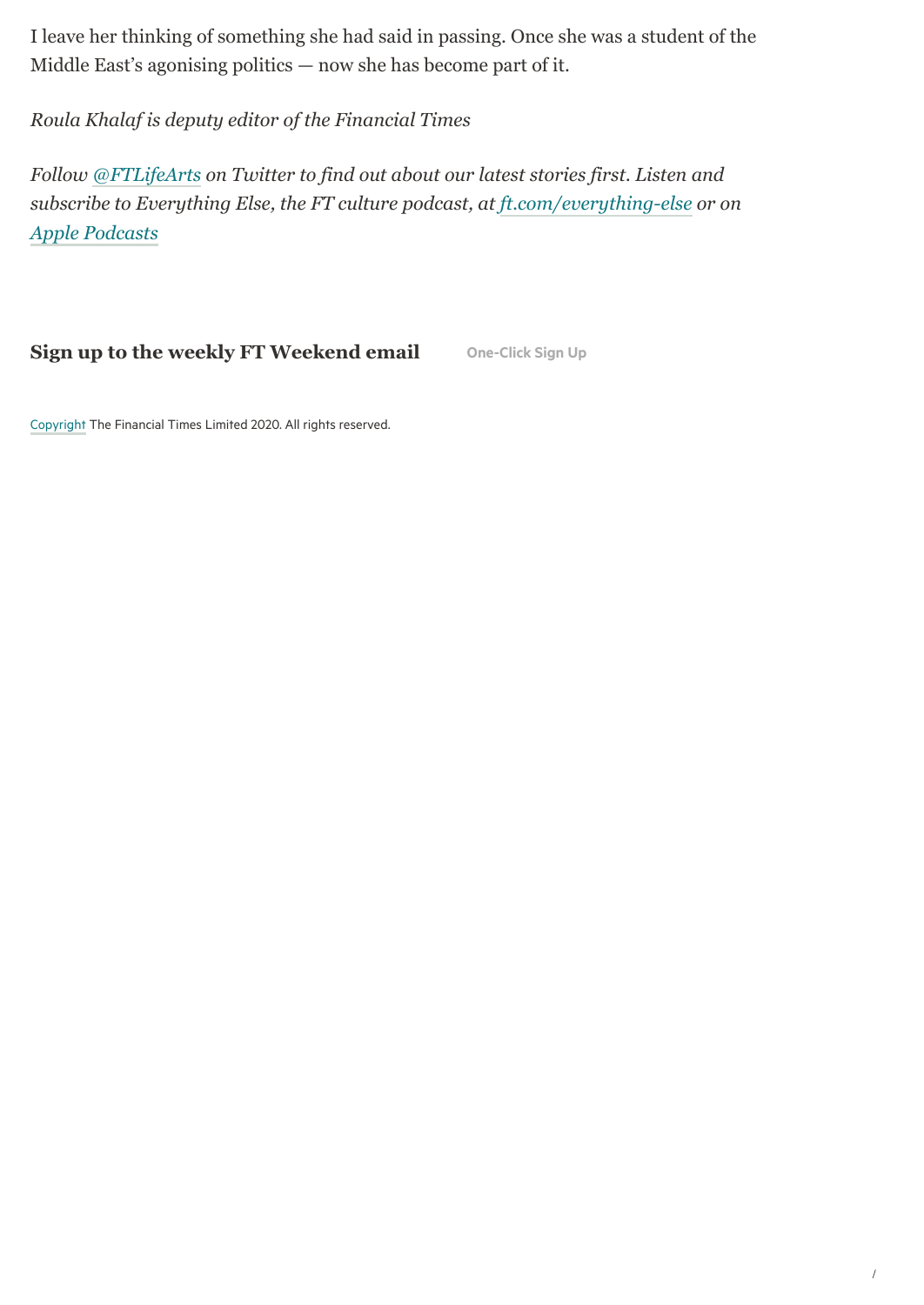I leave her thinking of something she had said in passing. Once she was a student of the Middle East's agonising politics — now she has become part of it.

*Roula Khalaf is deputy editor of the Financial Times*

*Follow @FTLifeArts on Twitter to find out about our latest stories first. Listen and subscribe to Everything Else, the FT culture podcast, at ft.com/everything-else or on Apple Podcasts*

**Sign up to the weekly FT Weekend email** One-Click Sign Up

Copyright The Financial Times Limited 2020. All rights reserved.